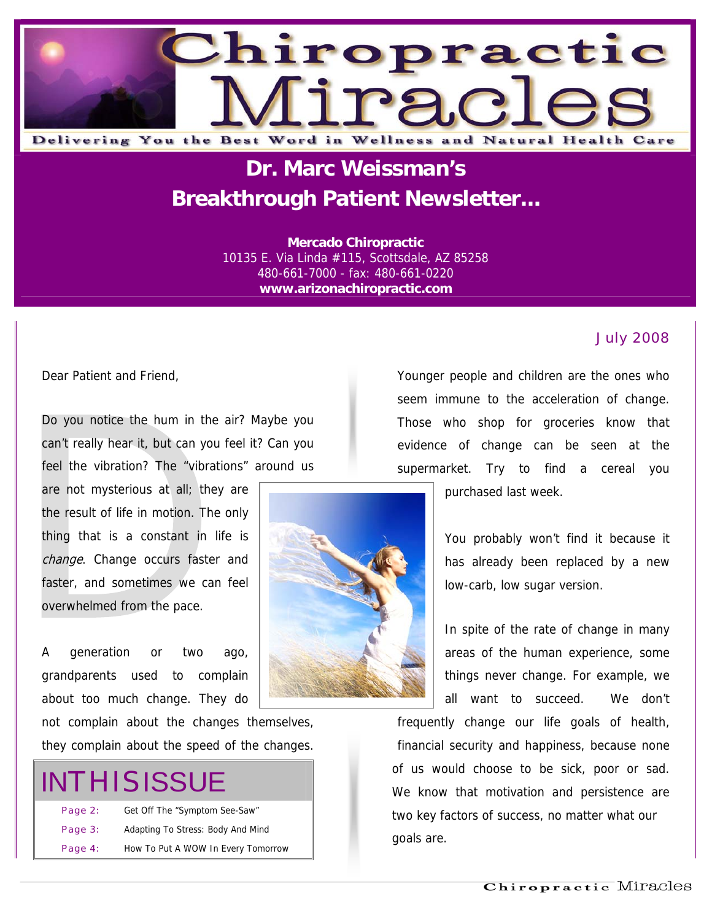# Chiropractic Miracles

Delivering You the Best Word in Wellness and Natural Health Care

## Dr. Marc Weissman's Breakthrough Patient Newsletter…

**Mercado Chiropractic**
10135 E. Via Linda #115, Scottsdale, AZ 85258
480-661-7000 - fax: 480-661-0220
**www.arizonachiropractic.com**

July 2008

Dear Patient and Friend,

Do you notice the hum in the air? Maybe you can't really hear it, but can you feel it? Can you feel the vibration? The "vibrations" around us are not mysterious at all; they are the result of life in motion. The only thing that is a constant in life is *change*. Change occurs faster and faster, and sometimes we can feel overwhelmed from the pace.

A generation or two ago, grandparents used to complain about too much change. They do not complain about the changes themselves, they complain about the speed of the changes.

Younger people and children are the ones who seem immune to the acceleration of change. Those who shop for groceries know that evidence of change can be seen at the supermarket. Try to find a cereal you purchased last week.

You probably won't find it because it has already been replaced by a new low-carb, low sugar version.

In spite of the rate of change in many areas of the human experience, some things never change. For example, we all want to succeed. We don't frequently change our life goals of health, financial security and happiness, because none of us would choose to be sick, poor or sad. We know that motivation and persistence are two key factors of success, no matter what our goals are.

## IN THIS ISSUE

| | |
|---|---|
| Page 2: | Get Off The "Symptom See-Saw" |
| Page 3: | Adapting To Stress: Body And Mind |
| Page 4: | How To Put A WOW In Every Tomorrow |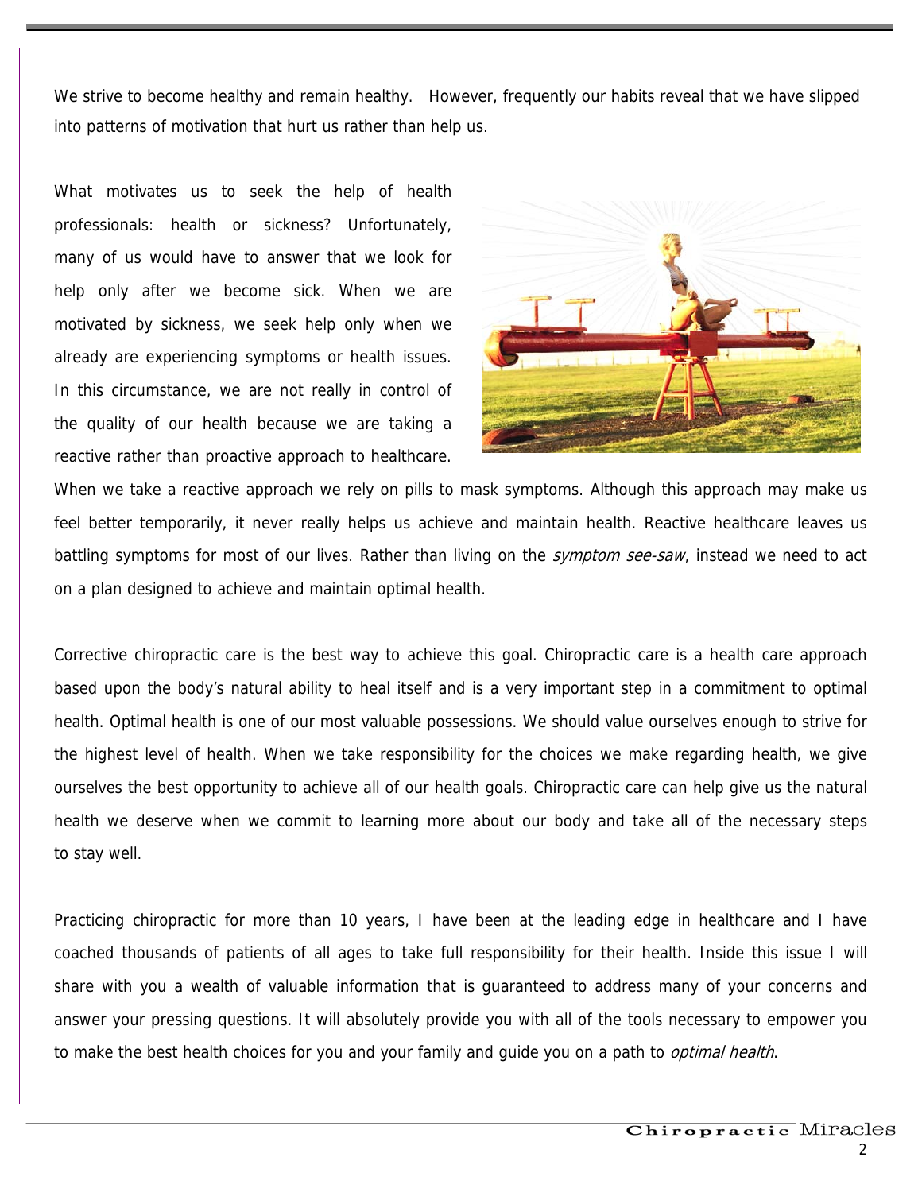We strive to become healthy and remain healthy. However, frequently our habits reveal that we have slipped into patterns of motivation that hurt us rather than help us.

What motivates us to seek the help of health professionals: health or sickness? Unfortunately, many of us would have to answer that we look for help only after we become sick. When we are motivated by sickness, we seek help only when we already are experiencing symptoms or health issues. In this circumstance, we are not really in control of the quality of our health because we are taking a reactive rather than proactive approach to healthcare. When we take a reactive approach we rely on pills to mask symptoms. Although this approach may make us feel better temporarily, it never really helps us achieve and maintain health. Reactive healthcare leaves us battling symptoms for most of our lives. Rather than living on the *symptom see-saw*, instead we need to act on a plan designed to achieve and maintain optimal health.

Corrective chiropractic care is the best way to achieve this goal. Chiropractic care is a health care approach based upon the body's natural ability to heal itself and is a very important step in a commitment to optimal health. Optimal health is one of our most valuable possessions. We should value ourselves enough to strive for the highest level of health. When we take responsibility for the choices we make regarding health, we give ourselves the best opportunity to achieve all of our health goals. Chiropractic care can help give us the natural health we deserve when we commit to learning more about our body and take all of the necessary steps to stay well.

Practicing chiropractic for more than 10 years, I have been at the leading edge in healthcare and I have coached thousands of patients of all ages to take full responsibility for their health. Inside this issue I will share with you a wealth of valuable information that is guaranteed to address many of your concerns and answer your pressing questions. It will absolutely provide you with all of the tools necessary to empower you to make the best health choices for you and your family and guide you on a path to *optimal health*.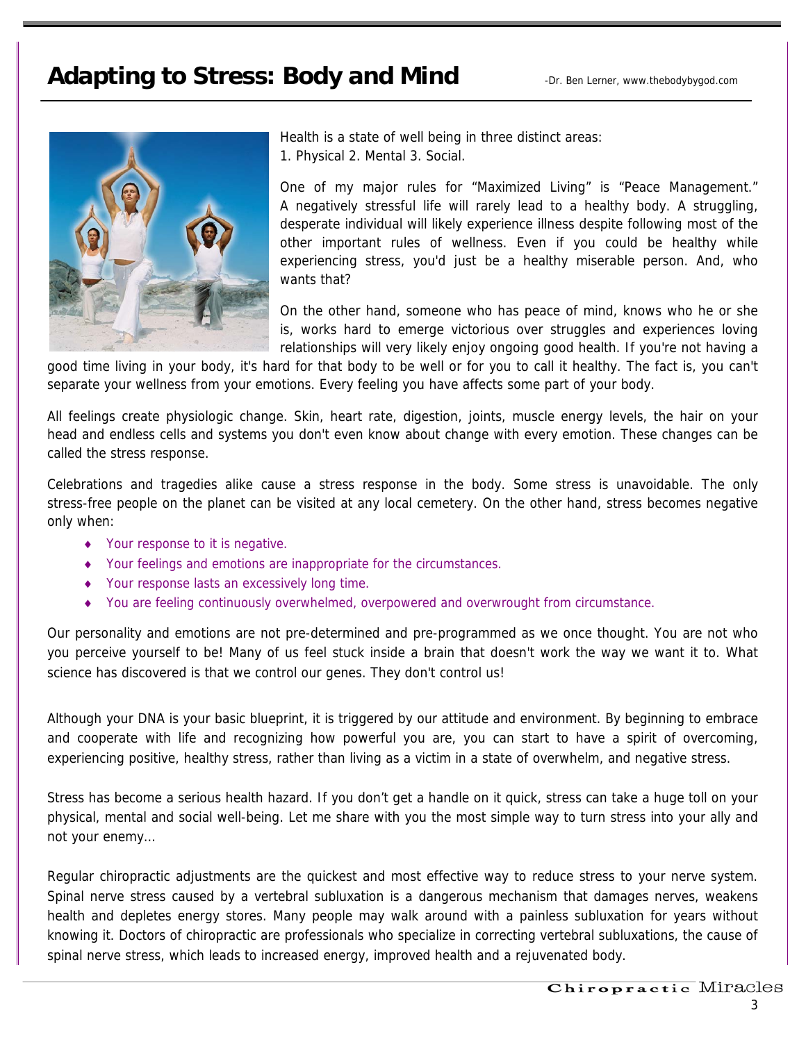# Adapting to Stress: Body and Mind

-Dr. Ben Lerner, www.thebodybygod.com

Health is a state of well being in three distinct areas:
1. Physical 2. Mental 3. Social.

One of my major rules for "Maximized Living" is "Peace Management." A negatively stressful life will rarely lead to a healthy body. A struggling, desperate individual will likely experience illness despite following most of the other important rules of wellness. Even if you could be healthy while experiencing stress, you'd just be a healthy miserable person. And, who wants that?

On the other hand, someone who has peace of mind, knows who he or she is, works hard to emerge victorious over struggles and experiences loving relationships will very likely enjoy ongoing good health. If you're not having a good time living in your body, it's hard for that body to be well or for you to call it healthy. The fact is, you can't separate your wellness from your emotions. Every feeling you have affects some part of your body.

All feelings create physiologic change. Skin, heart rate, digestion, joints, muscle energy levels, the hair on your head and endless cells and systems you don't even know about change with every emotion. These changes can be called the stress response.

Celebrations and tragedies alike cause a stress response in the body. Some stress is unavoidable. The only stress-free people on the planet can be visited at any local cemetery. On the other hand, stress becomes negative only when:

- Your response to it is negative.
- Your feelings and emotions are inappropriate for the circumstances.
- Your response lasts an excessively long time.
- You are feeling continuously overwhelmed, overpowered and overwrought from circumstance.

Our personality and emotions are not pre-determined and pre-programmed as we once thought. You are not who you perceive yourself to be! Many of us feel stuck inside a brain that doesn't work the way we want it to. What science has discovered is that we control our genes. They don't control us!

Although your DNA is your basic blueprint, it is triggered by our attitude and environment. By beginning to embrace and cooperate with life and recognizing how powerful you are, you can start to have a spirit of overcoming, experiencing positive, healthy stress, rather than living as a victim in a state of overwhelm, and negative stress.

Stress has become a serious health hazard. If you don't get a handle on it quick, stress can take a huge toll on your physical, mental and social well-being. Let me share with you the most simple way to turn stress into your ally and not your enemy…

Regular chiropractic adjustments are the quickest and most effective way to reduce stress to your nerve system. Spinal nerve stress caused by a vertebral subluxation is a dangerous mechanism that damages nerves, weakens health and depletes energy stores. Many people may walk around with a painless subluxation for years without knowing it. Doctors of chiropractic are professionals who specialize in correcting vertebral subluxations, the cause of spinal nerve stress, which leads to increased energy, improved health and a rejuvenated body.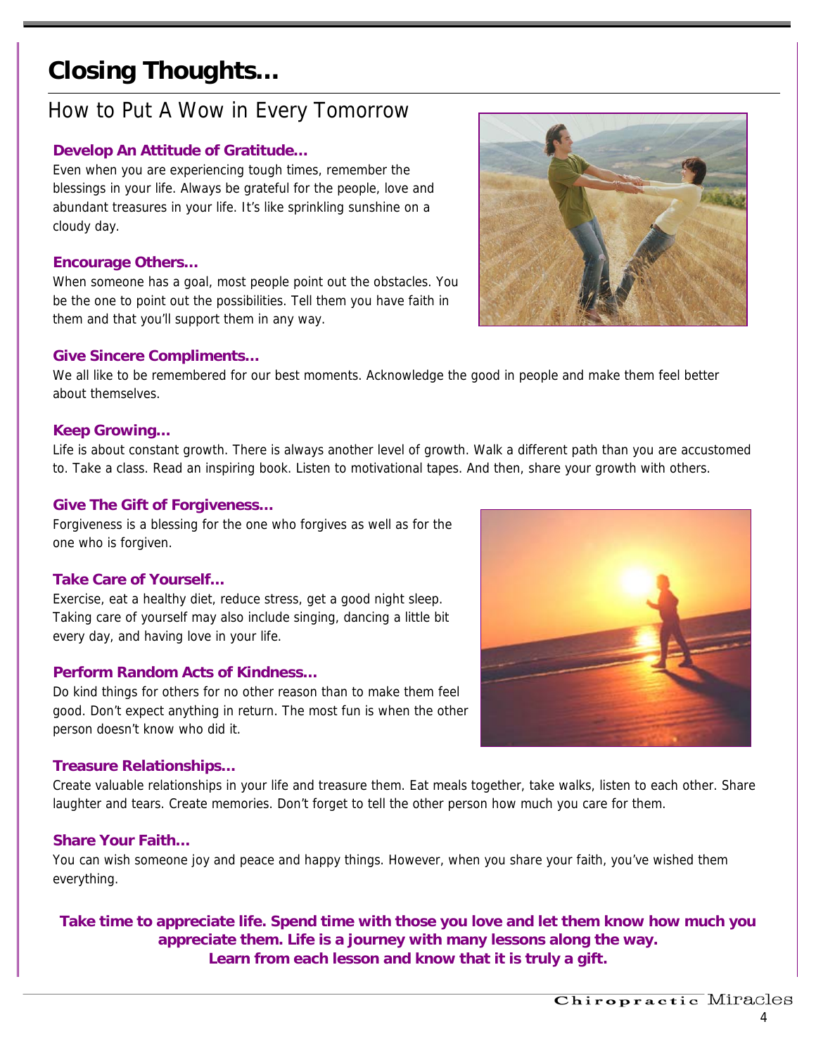# Closing Thoughts…

## How to Put A Wow in Every Tomorrow

### Develop An Attitude of Gratitude…

Even when you are experiencing tough times, remember the blessings in your life. Always be grateful for the people, love and abundant treasures in your life. It's like sprinkling sunshine on a cloudy day.

### Encourage Others…

When someone has a goal, most people point out the obstacles. You be the one to point out the possibilities. Tell them you have faith in them and that you'll support them in any way.

### Give Sincere Compliments…

We all like to be remembered for our best moments. Acknowledge the good in people and make them feel better about themselves.

### Keep Growing…

Life is about constant growth. There is always another level of growth. Walk a different path than you are accustomed to. Take a class. Read an inspiring book. Listen to motivational tapes. And then, share your growth with others.

### Give The Gift of Forgiveness…

Forgiveness is a blessing for the one who forgives as well as for the one who is forgiven.

### Take Care of Yourself…

Exercise, eat a healthy diet, reduce stress, get a good night sleep. Taking care of yourself may also include singing, dancing a little bit every day, and having love in your life.

### Perform Random Acts of Kindness…

Do kind things for others for no other reason than to make them feel good. Don't expect anything in return. The most fun is when the other person doesn't know who did it.

### Treasure Relationships…

Create valuable relationships in your life and treasure them. Eat meals together, take walks, listen to each other. Share laughter and tears. Create memories. Don't forget to tell the other person how much you care for them.

### Share Your Faith…

You can wish someone joy and peace and happy things. However, when you share your faith, you've wished them everything.

**Take time to appreciate life. Spend time with those you love and let them know how much you appreciate them. Life is a journey with many lessons along the way. Learn from each lesson and know that it is truly a gift.**